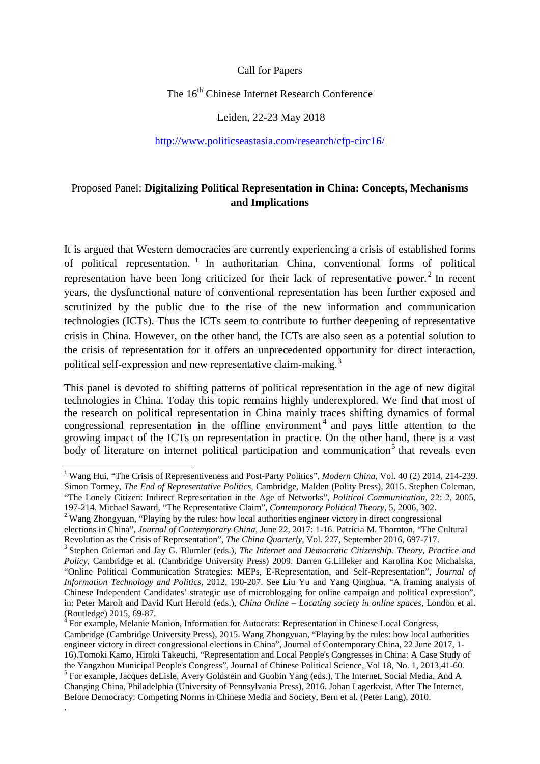Call for Papers

The 16th Chinese Internet Research Conference

Leiden, 22-23 May 2018

http://www.politicseastasia.com/research/cfp-circ16/

Proposed Panel: **Digitalizing Political Representation in China: Concepts, Mechanisms and Implications**

It is argued that Western democracies are currently experiencing a crisis of established forms of political representation. [1] In authoritarian China, conventional forms of political representation have been long criticized for their lack of representative power. [2] In recent years, the dysfunctional nature of conventional representation has been further exposed and scrutinized by the public due to the rise of the new information and communication technologies (ICTs). Thus the ICTs seem to contribute to further deepening of representative crisis in China. However, on the other hand, the ICTs are also seen as a potential solution to the crisis of representation for it offers an unprecedented opportunity for direct interaction, political self-expression and new representative claim-making. [3]

This panel is devoted to shifting patterns of political representation in the age of new digital technologies in China. Today this topic remains highly underexplored. We find that most of the research on political representation in China mainly traces shifting dynamics of formal congressional representation in the offline environment [4] and pays little attention to the growing impact of the ICTs on representation in practice. On the other hand, there is a vast body of literature on internet political participation and communication [5] that reveals even

---

[1] Wang Hui, "The Crisis of Representiveness and Post-Party Politics", *Modern China*, Vol. 40 (2) 2014, 214-239. Simon Tormey, *The End of Representative Politics*, Cambridge, Malden (Polity Press), 2015. Stephen Coleman, "The Lonely Citizen: Indirect Representation in the Age of Networks", *Political Communication*, 22: 2, 2005, 197-214. Michael Saward, "The Representative Claim", *Contemporary Political Theory*, 5, 2006, 302.

[2] Wang Zhongyuan, "Playing by the rules: how local authorities engineer victory in direct congressional elections in China", *Journal of Contemporary China*, June 22, 2017: 1-16. Patricia M. Thornton, "The Cultural Revolution as the Crisis of Representation", *The China Quarterly*, Vol. 227, September 2016, 697-717.

[3] Stephen Coleman and Jay G. Blumler (eds.), *The Internet and Democratic Citizenship. Theory, Practice and Policy*, Cambridge et al. (Cambridge University Press) 2009. Darren G.Lilleker and Karolina Koc Michalska, "Online Political Communication Strategies: MEPs, E-Representation, and Self-Representation", *Journal of Information Technology and Politics*, 2012, 190-207. See Liu Yu and Yang Qinghua, "A framing analysis of Chinese Independent Candidates' strategic use of microblogging for online campaign and political expression", in: Peter Marolt and David Kurt Herold (eds.), *China Online – Locating society in online spaces*, London et al. (Routledge) 2015, 69-87.

[4] For example, Melanie Manion, Information for Autocrats: Representation in Chinese Local Congress, Cambridge (Cambridge University Press), 2015. Wang Zhongyuan, "Playing by the rules: how local authorities engineer victory in direct congressional elections in China", Journal of Contemporary China, 22 June 2017, 1-16).Tomoki Kamo, Hiroki Takeuchi, "Representation and Local People's Congresses in China: A Case Study of the Yangzhou Municipal People's Congress", Journal of Chinese Political Science, Vol 18, No. 1, 2013,41-60.

[5] For example, Jacques deLisle, Avery Goldstein and Guobin Yang (eds.), The Internet, Social Media, And A Changing China, Philadelphia (University of Pennsylvania Press), 2016. Johan Lagerkvist, After The Internet, Before Democracy: Competing Norms in Chinese Media and Society, Bern et al. (Peter Lang), 2010.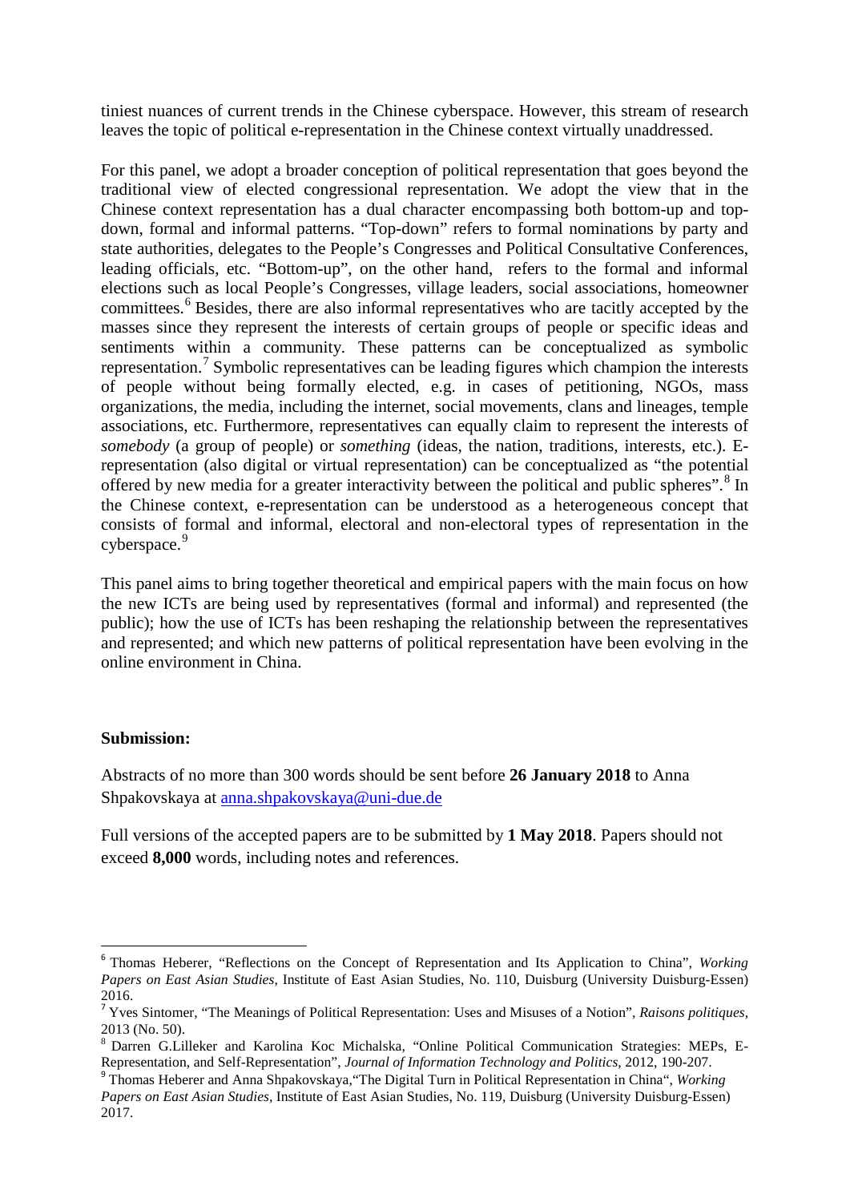tiniest nuances of current trends in the Chinese cyberspace. However, this stream of research leaves the topic of political e-representation in the Chinese context virtually unaddressed.

For this panel, we adopt a broader conception of political representation that goes beyond the traditional view of elected congressional representation. We adopt the view that in the Chinese context representation has a dual character encompassing both bottom-up and top-down, formal and informal patterns. "Top-down" refers to formal nominations by party and state authorities, delegates to the People's Congresses and Political Consultative Conferences, leading officials, etc. "Bottom-up", on the other hand, refers to the formal and informal elections such as local People's Congresses, village leaders, social associations, homeowner committees.[6] Besides, there are also informal representatives who are tacitly accepted by the masses since they represent the interests of certain groups of people or specific ideas and sentiments within a community. These patterns can be conceptualized as symbolic representation.[7] Symbolic representatives can be leading figures which champion the interests of people without being formally elected, e.g. in cases of petitioning, NGOs, mass organizations, the media, including the internet, social movements, clans and lineages, temple associations, etc. Furthermore, representatives can equally claim to represent the interests of *somebody* (a group of people) or *something* (ideas, the nation, traditions, interests, etc.). E-representation (also digital or virtual representation) can be conceptualized as "the potential offered by new media for a greater interactivity between the political and public spheres".[8] In the Chinese context, e-representation can be understood as a heterogeneous concept that consists of formal and informal, electoral and non-electoral types of representation in the cyberspace.[9]

This panel aims to bring together theoretical and empirical papers with the main focus on how the new ICTs are being used by representatives (formal and informal) and represented (the public); how the use of ICTs has been reshaping the relationship between the representatives and represented; and which new patterns of political representation have been evolving in the online environment in China.

**Submission:**

Abstracts of no more than 300 words should be sent before **26 January 2018** to Anna Shpakovskaya at anna.shpakovskaya@uni-due.de

Full versions of the accepted papers are to be submitted by **1 May 2018**. Papers should not exceed **8,000** words, including notes and references.

---

[6] Thomas Heberer, "Reflections on the Concept of Representation and Its Application to China", *Working Papers on East Asian Studies*, Institute of East Asian Studies, No. 110, Duisburg (University Duisburg-Essen) 2016.

[7] Yves Sintomer, "The Meanings of Political Representation: Uses and Misuses of a Notion", *Raisons politiques*, 2013 (No. 50).

[8] Darren G.Lilleker and Karolina Koc Michalska, "Online Political Communication Strategies: MEPs, E-Representation, and Self-Representation", *Journal of Information Technology and Politics*, 2012, 190-207.

[9] Thomas Heberer and Anna Shpakovskaya,"The Digital Turn in Political Representation in China", *Working Papers on East Asian Studies*, Institute of East Asian Studies, No. 119, Duisburg (University Duisburg-Essen) 2017.